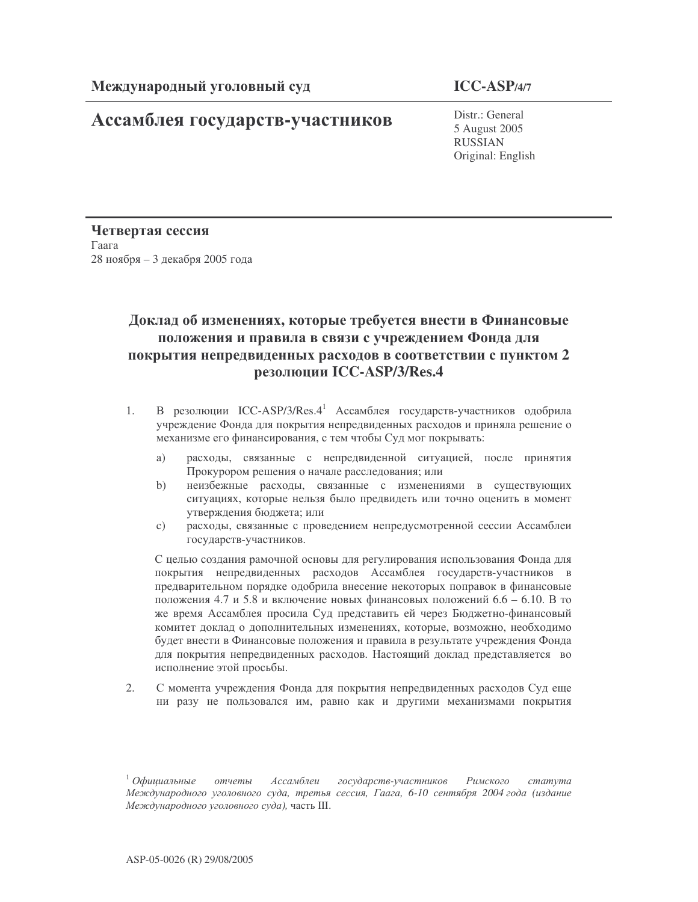**Международный уголовный суд**

**ICC-ASP/4/7**

# Ассамблея государств-участников

Distr.: General
5 August 2005
RUSSIAN
Original: English

**Четвертая сессия**
Гаага
28 ноября – 3 декабря 2005 года

## Доклад об изменениях, которые требуется внести в Финансовые положения и правила в связи с учреждением Фонда для покрытия непредвиденных расходов в соответствии с пунктом 2 резолюции ICC-ASP/3/Res.4

1. В резолюции ICC-ASP/3/Res.4[1] Ассамблея государств-участников одобрила учреждение Фонда для покрытия непредвиденных расходов и приняла решение о механизме его финансирования, с тем чтобы Суд мог покрывать:

   a) расходы, связанные с непредвиденной ситуацией, после принятия Прокурором решения о начале расследования; или

   b) неизбежные расходы, связанные с изменениями в существующих ситуациях, которые нельзя было предвидеть или точно оценить в момент утверждения бюджета; или

   c) расходы, связанные с проведением непредусмотренной сессии Ассамблеи государств-участников.

   С целью создания рамочной основы для регулирования использования Фонда для покрытия непредвиденных расходов Ассамблея государств-участников в предварительном порядке одобрила внесение некоторых поправок в финансовые положения 4.7 и 5.8 и включение новых финансовых положений 6.6 – 6.10. В то же время Ассамблея просила Суд представить ей через Бюджетно-финансовый комитет доклад о дополнительных изменениях, которые, возможно, необходимо будет внести в Финансовые положения и правила в результате учреждения Фонда для покрытия непредвиденных расходов. Настоящий доклад представляется во исполнение этой просьбы.

2. С момента учреждения Фонда для покрытия непредвиденных расходов Суд еще ни разу не пользовался им, равно как и другими механизмами покрытия

[1] *Официальные отчеты Ассамблеи государств-участников Римского статута Международного уголовного суда, третья сессия, Гаага, 6-10 сентября 2004 года (издание Международного уголовного суда),* часть III.

ASP-05-0026 (R) 29/08/2005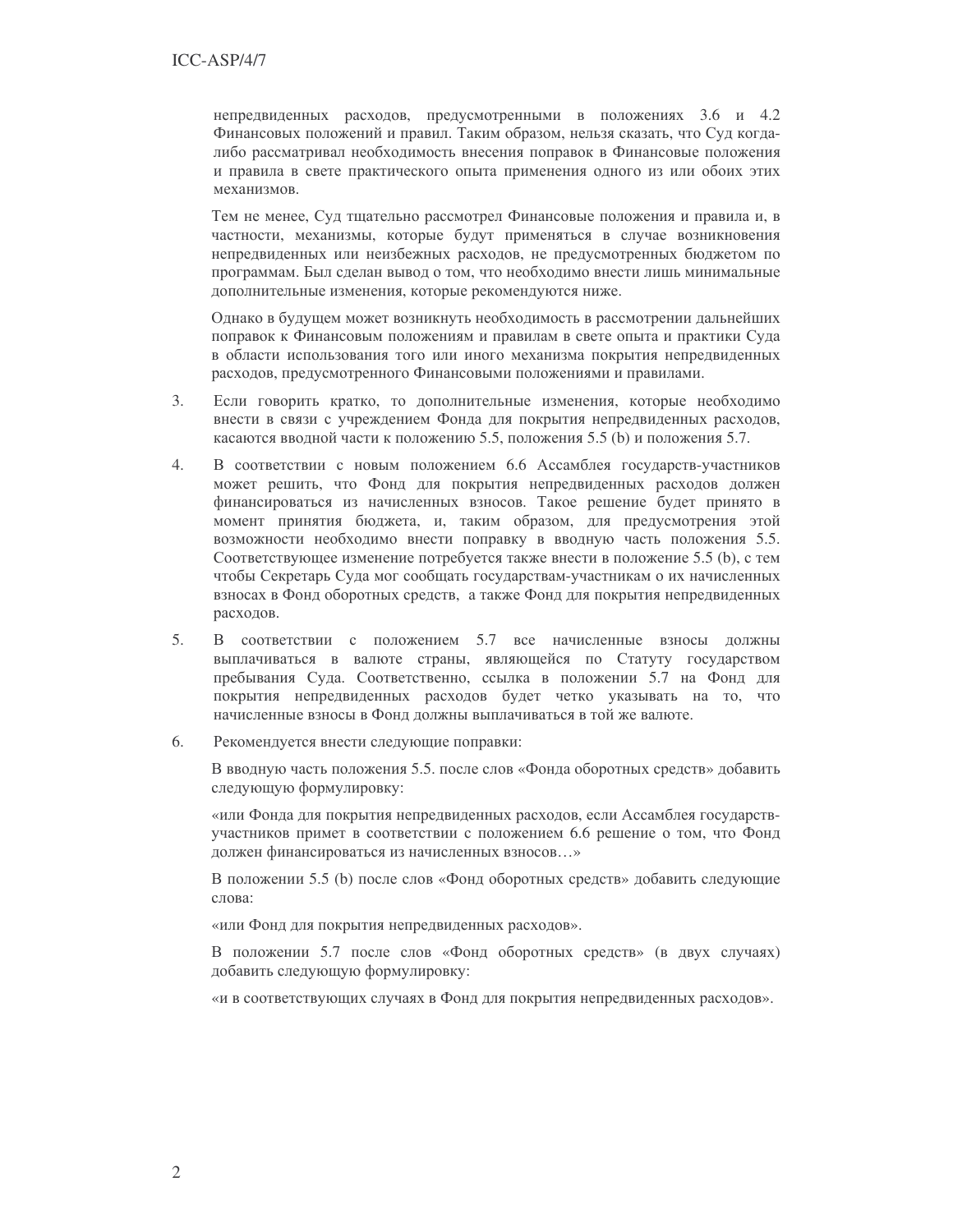непредвиденных расходов, предусмотренными в положениях 3.6 и 4.2 Финансовых положений и правил. Таким образом, нельзя сказать, что Суд когда-либо рассматривал необходимость внесения поправок в Финансовые положения и правила в свете практического опыта применения одного из или обоих этих механизмов.

Тем не менее, Суд тщательно рассмотрел Финансовые положения и правила и, в частности, механизмы, которые будут применяться в случае возникновения непредвиденных или неизбежных расходов, не предусмотренных бюджетом по программам. Был сделан вывод о том, что необходимо внести лишь минимальные дополнительные изменения, которые рекомендуются ниже.

Однако в будущем может возникнуть необходимость в рассмотрении дальнейших поправок к Финансовым положениям и правилам в свете опыта и практики Суда в области использования того или иного механизма покрытия непредвиденных расходов, предусмотренного Финансовыми положениями и правилами.

3. Если говорить кратко, то дополнительные изменения, которые необходимо внести в связи с учреждением Фонда для покрытия непредвиденных расходов, касаются вводной части к положению 5.5, положения 5.5 (b) и положения 5.7.

4. В соответствии с новым положением 6.6 Ассамблея государств-участников может решить, что Фонд для покрытия непредвиденных расходов должен финансироваться из начисленных взносов. Такое решение будет принято в момент принятия бюджета, и, таким образом, для предусмотрения этой возможности необходимо внести поправку в вводную часть положения 5.5. Соответствующее изменение потребуется также внести в положение 5.5 (b), с тем чтобы Секретарь Суда мог сообщать государствам-участникам о их начисленных взносах в Фонд оборотных средств, а также Фонд для покрытия непредвиденных расходов.

5. В соответствии с положением 5.7 все начисленные взносы должны выплачиваться в валюте страны, являющейся по Статуту государством пребывания Суда. Соответственно, ссылка в положении 5.7 на Фонд для покрытия непредвиденных расходов будет четко указывать на то, что начисленные взносы в Фонд должны выплачиваться в той же валюте.

6. Рекомендуется внести следующие поправки:

В вводную часть положения 5.5. после слов «Фонда оборотных средств» добавить следующую формулировку:

«или Фонда для покрытия непредвиденных расходов, если Ассамблея государств-участников примет в соответствии с положением 6.6 решение о том, что Фонд должен финансироваться из начисленных взносов…»

В положении 5.5 (b) после слов «Фонд оборотных средств» добавить следующие слова:

«или Фонд для покрытия непредвиденных расходов».

В положении 5.7 после слов «Фонд оборотных средств» (в двух случаях) добавить следующую формулировку:

«и в соответствующих случаях в Фонд для покрытия непредвиденных расходов».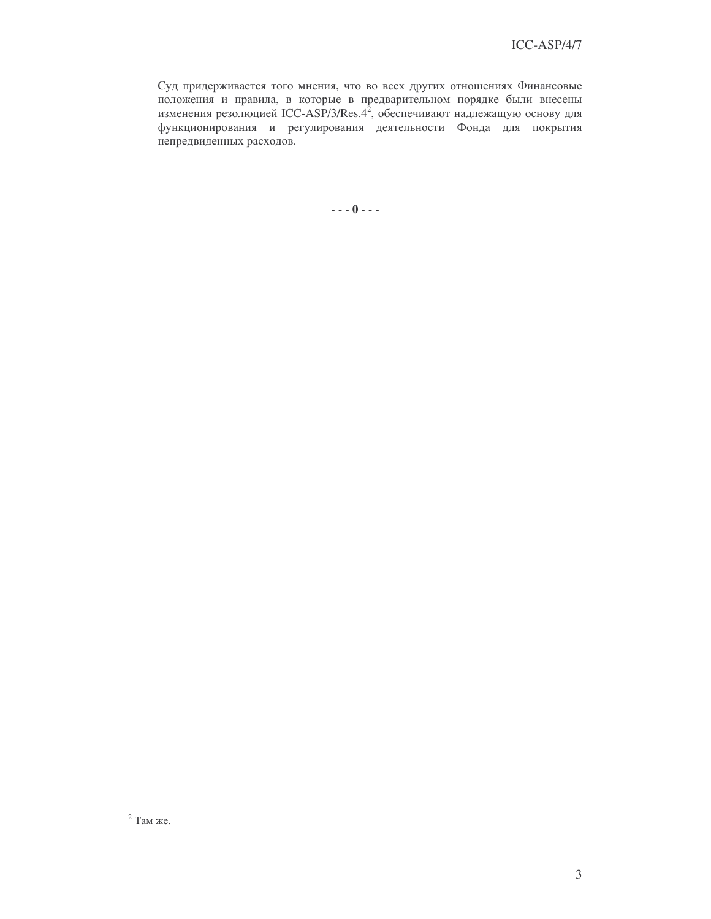Суд придерживается того мнения, что во всех других отношениях Финансовые положения и правила, в которые в предварительном порядке были внесены изменения резолюцией ICC-ASP/3/Res.4[2], обеспечивают надлежащую основу для функционирования и регулирования деятельности Фонда для покрытия непредвиденных расходов.

- - - 0 - - -

[2] Там же.